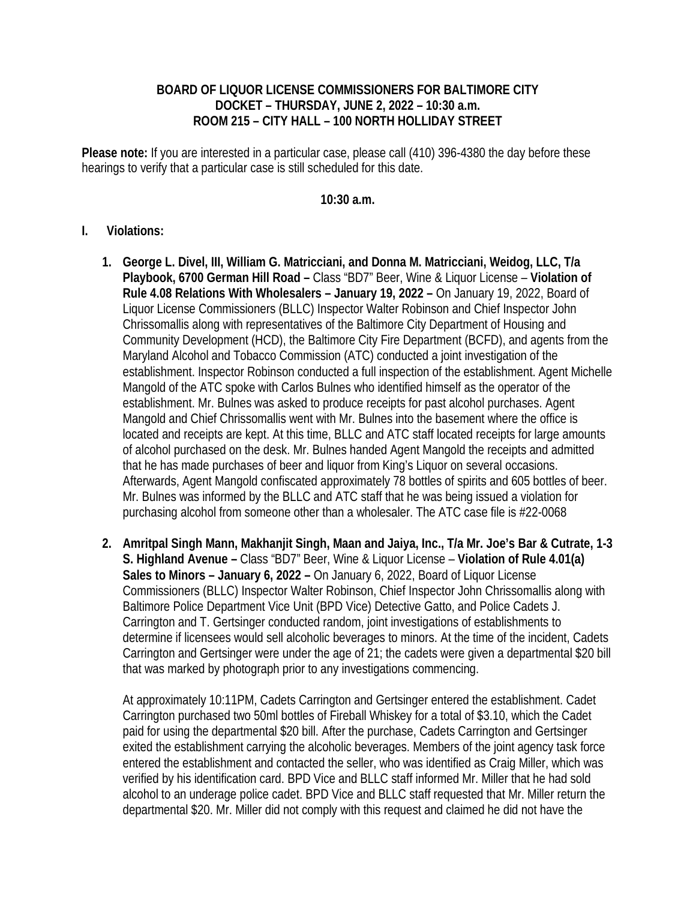**BOARD OF LIQUOR LICENSE COMMISSIONERS FOR BALTIMORE CITY**
**DOCKET – THURSDAY, JUNE 2, 2022 – 10:30 a.m.**
**ROOM 215 – CITY HALL – 100 NORTH HOLLIDAY STREET**

**Please note:** If you are interested in a particular case, please call (410) 396-4380 the day before these hearings to verify that a particular case is still scheduled for this date.

**10:30 a.m.**

**I. Violations:**

1. **George L. Divel, III, William G. Matricciani, and Donna M. Matricciani, Weidog, LLC, T/a Playbook, 6700 German Hill Road –** Class "BD7" Beer, Wine & Liquor License – **Violation of Rule 4.08 Relations With Wholesalers – January 19, 2022 –** On January 19, 2022, Board of Liquor License Commissioners (BLLC) Inspector Walter Robinson and Chief Inspector John Chrissomallis along with representatives of the Baltimore City Department of Housing and Community Development (HCD), the Baltimore City Fire Department (BCFD), and agents from the Maryland Alcohol and Tobacco Commission (ATC) conducted a joint investigation of the establishment. Inspector Robinson conducted a full inspection of the establishment. Agent Michelle Mangold of the ATC spoke with Carlos Bulnes who identified himself as the operator of the establishment. Mr. Bulnes was asked to produce receipts for past alcohol purchases. Agent Mangold and Chief Chrissomallis went with Mr. Bulnes into the basement where the office is located and receipts are kept. At this time, BLLC and ATC staff located receipts for large amounts of alcohol purchased on the desk. Mr. Bulnes handed Agent Mangold the receipts and admitted that he has made purchases of beer and liquor from King's Liquor on several occasions. Afterwards, Agent Mangold confiscated approximately 78 bottles of spirits and 605 bottles of beer. Mr. Bulnes was informed by the BLLC and ATC staff that he was being issued a violation for purchasing alcohol from someone other than a wholesaler. The ATC case file is #22-0068

2. **Amritpal Singh Mann, Makhanjit Singh, Maan and Jaiya, Inc., T/a Mr. Joe's Bar & Cutrate, 1-3 S. Highland Avenue –** Class "BD7" Beer, Wine & Liquor License – **Violation of Rule 4.01(a) Sales to Minors – January 6, 2022 –** On January 6, 2022, Board of Liquor License Commissioners (BLLC) Inspector Walter Robinson, Chief Inspector John Chrissomallis along with Baltimore Police Department Vice Unit (BPD Vice) Detective Gatto, and Police Cadets J. Carrington and T. Gertsinger conducted random, joint investigations of establishments to determine if licensees would sell alcoholic beverages to minors. At the time of the incident, Cadets Carrington and Gertsinger were under the age of 21; the cadets were given a departmental $20 bill that was marked by photograph prior to any investigations commencing.

   At approximately 10:11PM, Cadets Carrington and Gertsinger entered the establishment. Cadet Carrington purchased two 50ml bottles of Fireball Whiskey for a total of $3.10, which the Cadet paid for using the departmental $20 bill. After the purchase, Cadets Carrington and Gertsinger exited the establishment carrying the alcoholic beverages. Members of the joint agency task force entered the establishment and contacted the seller, who was identified as Craig Miller, which was verified by his identification card. BPD Vice and BLLC staff informed Mr. Miller that he had sold alcohol to an underage police cadet. BPD Vice and BLLC staff requested that Mr. Miller return the departmental $20. Mr. Miller did not comply with this request and claimed he did not have the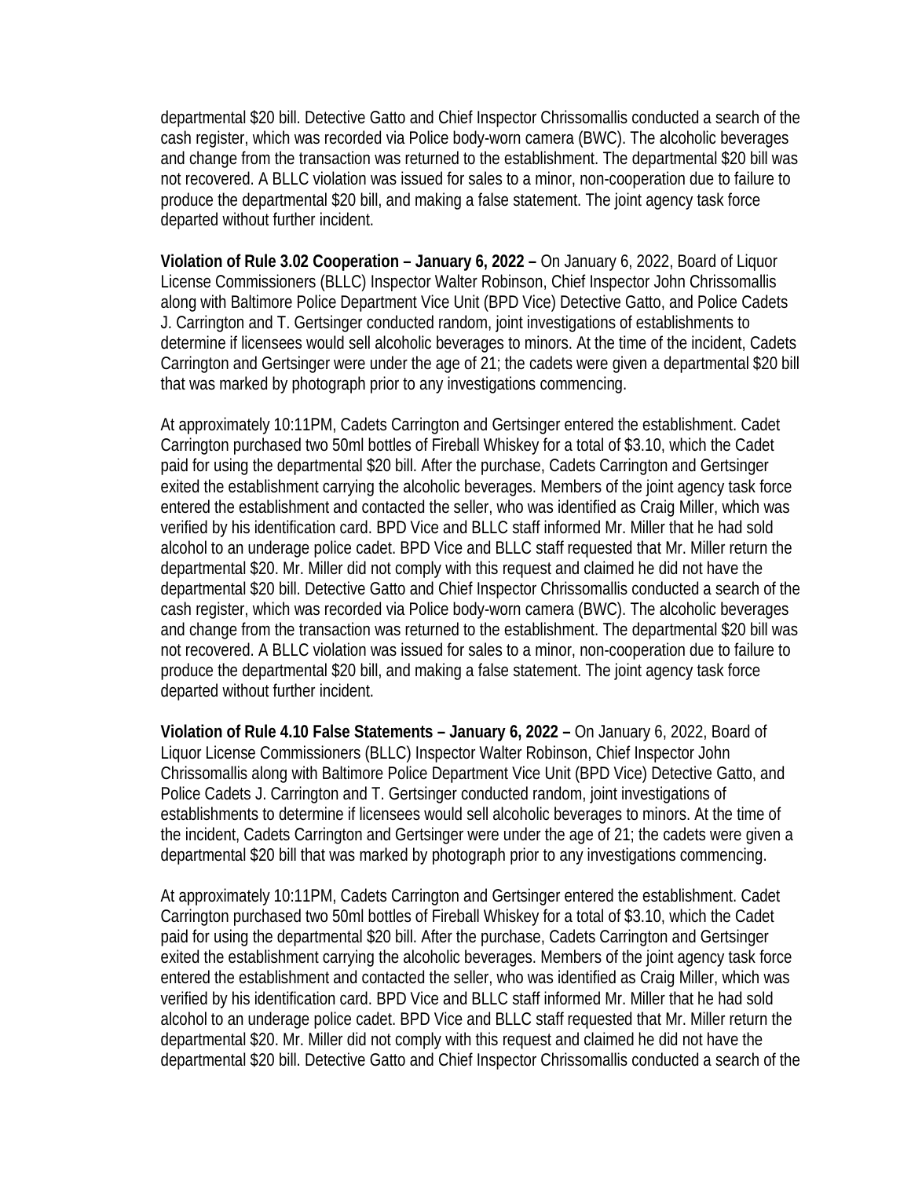departmental $20 bill. Detective Gatto and Chief Inspector Chrissomallis conducted a search of the cash register, which was recorded via Police body-worn camera (BWC). The alcoholic beverages and change from the transaction was returned to the establishment. The departmental $20 bill was not recovered. A BLLC violation was issued for sales to a minor, non-cooperation due to failure to produce the departmental $20 bill, and making a false statement. The joint agency task force departed without further incident.

**Violation of Rule 3.02 Cooperation – January 6, 2022 –** On January 6, 2022, Board of Liquor License Commissioners (BLLC) Inspector Walter Robinson, Chief Inspector John Chrissomallis along with Baltimore Police Department Vice Unit (BPD Vice) Detective Gatto, and Police Cadets J. Carrington and T. Gertsinger conducted random, joint investigations of establishments to determine if licensees would sell alcoholic beverages to minors. At the time of the incident, Cadets Carrington and Gertsinger were under the age of 21; the cadets were given a departmental $20 bill that was marked by photograph prior to any investigations commencing.

At approximately 10:11PM, Cadets Carrington and Gertsinger entered the establishment. Cadet Carrington purchased two 50ml bottles of Fireball Whiskey for a total of $3.10, which the Cadet paid for using the departmental $20 bill. After the purchase, Cadets Carrington and Gertsinger exited the establishment carrying the alcoholic beverages. Members of the joint agency task force entered the establishment and contacted the seller, who was identified as Craig Miller, which was verified by his identification card. BPD Vice and BLLC staff informed Mr. Miller that he had sold alcohol to an underage police cadet. BPD Vice and BLLC staff requested that Mr. Miller return the departmental $20. Mr. Miller did not comply with this request and claimed he did not have the departmental $20 bill. Detective Gatto and Chief Inspector Chrissomallis conducted a search of the cash register, which was recorded via Police body-worn camera (BWC). The alcoholic beverages and change from the transaction was returned to the establishment. The departmental $20 bill was not recovered. A BLLC violation was issued for sales to a minor, non-cooperation due to failure to produce the departmental $20 bill, and making a false statement. The joint agency task force departed without further incident.

**Violation of Rule 4.10 False Statements – January 6, 2022 –** On January 6, 2022, Board of Liquor License Commissioners (BLLC) Inspector Walter Robinson, Chief Inspector John Chrissomallis along with Baltimore Police Department Vice Unit (BPD Vice) Detective Gatto, and Police Cadets J. Carrington and T. Gertsinger conducted random, joint investigations of establishments to determine if licensees would sell alcoholic beverages to minors. At the time of the incident, Cadets Carrington and Gertsinger were under the age of 21; the cadets were given a departmental $20 bill that was marked by photograph prior to any investigations commencing.

At approximately 10:11PM, Cadets Carrington and Gertsinger entered the establishment. Cadet Carrington purchased two 50ml bottles of Fireball Whiskey for a total of $3.10, which the Cadet paid for using the departmental $20 bill. After the purchase, Cadets Carrington and Gertsinger exited the establishment carrying the alcoholic beverages. Members of the joint agency task force entered the establishment and contacted the seller, who was identified as Craig Miller, which was verified by his identification card. BPD Vice and BLLC staff informed Mr. Miller that he had sold alcohol to an underage police cadet. BPD Vice and BLLC staff requested that Mr. Miller return the departmental $20. Mr. Miller did not comply with this request and claimed he did not have the departmental $20 bill. Detective Gatto and Chief Inspector Chrissomallis conducted a search of the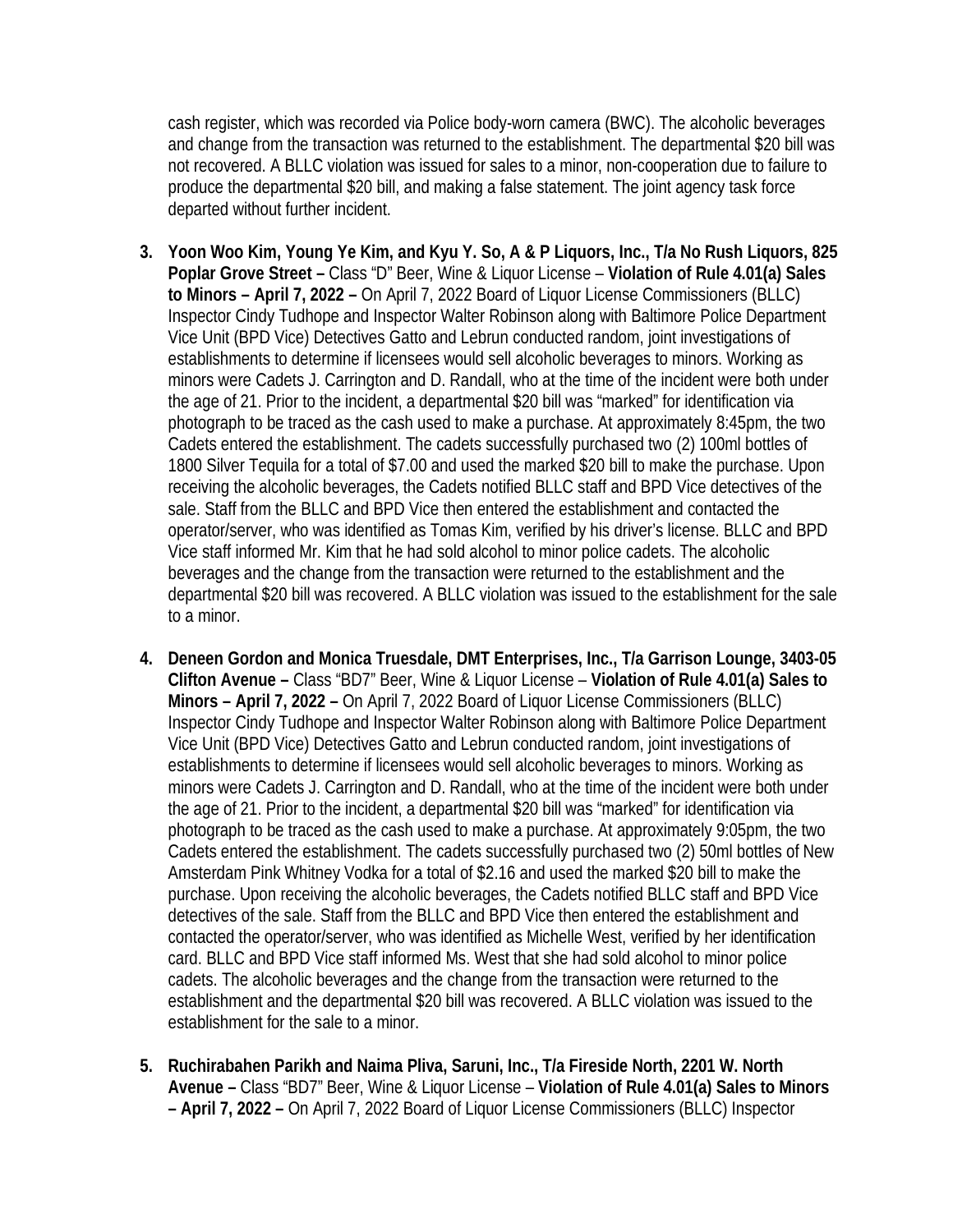cash register, which was recorded via Police body-worn camera (BWC). The alcoholic beverages and change from the transaction was returned to the establishment. The departmental $20 bill was not recovered. A BLLC violation was issued for sales to a minor, non-cooperation due to failure to produce the departmental $20 bill, and making a false statement. The joint agency task force departed without further incident.

3. **Yoon Woo Kim, Young Ye Kim, and Kyu Y. So, A & P Liquors, Inc., T/a No Rush Liquors, 825 Poplar Grove Street –** Class "D" Beer, Wine & Liquor License – **Violation of Rule 4.01(a) Sales to Minors – April 7, 2022 –** On April 7, 2022 Board of Liquor License Commissioners (BLLC) Inspector Cindy Tudhope and Inspector Walter Robinson along with Baltimore Police Department Vice Unit (BPD Vice) Detectives Gatto and Lebrun conducted random, joint investigations of establishments to determine if licensees would sell alcoholic beverages to minors. Working as minors were Cadets J. Carrington and D. Randall, who at the time of the incident were both under the age of 21. Prior to the incident, a departmental $20 bill was "marked" for identification via photograph to be traced as the cash used to make a purchase. At approximately 8:45pm, the two Cadets entered the establishment. The cadets successfully purchased two (2) 100ml bottles of 1800 Silver Tequila for a total of $7.00 and used the marked $20 bill to make the purchase. Upon receiving the alcoholic beverages, the Cadets notified BLLC staff and BPD Vice detectives of the sale. Staff from the BLLC and BPD Vice then entered the establishment and contacted the operator/server, who was identified as Tomas Kim, verified by his driver's license. BLLC and BPD Vice staff informed Mr. Kim that he had sold alcohol to minor police cadets. The alcoholic beverages and the change from the transaction were returned to the establishment and the departmental $20 bill was recovered. A BLLC violation was issued to the establishment for the sale to a minor.

4. **Deneen Gordon and Monica Truesdale, DMT Enterprises, Inc., T/a Garrison Lounge, 3403-05 Clifton Avenue –** Class "BD7" Beer, Wine & Liquor License – **Violation of Rule 4.01(a) Sales to Minors – April 7, 2022 –** On April 7, 2022 Board of Liquor License Commissioners (BLLC) Inspector Cindy Tudhope and Inspector Walter Robinson along with Baltimore Police Department Vice Unit (BPD Vice) Detectives Gatto and Lebrun conducted random, joint investigations of establishments to determine if licensees would sell alcoholic beverages to minors. Working as minors were Cadets J. Carrington and D. Randall, who at the time of the incident were both under the age of 21. Prior to the incident, a departmental $20 bill was "marked" for identification via photograph to be traced as the cash used to make a purchase. At approximately 9:05pm, the two Cadets entered the establishment. The cadets successfully purchased two (2) 50ml bottles of New Amsterdam Pink Whitney Vodka for a total of $2.16 and used the marked $20 bill to make the purchase. Upon receiving the alcoholic beverages, the Cadets notified BLLC staff and BPD Vice detectives of the sale. Staff from the BLLC and BPD Vice then entered the establishment and contacted the operator/server, who was identified as Michelle West, verified by her identification card. BLLC and BPD Vice staff informed Ms. West that she had sold alcohol to minor police cadets. The alcoholic beverages and the change from the transaction were returned to the establishment and the departmental $20 bill was recovered. A BLLC violation was issued to the establishment for the sale to a minor.

5. **Ruchirabahen Parikh and Naima Pliva, Saruni, Inc., T/a Fireside North, 2201 W. North Avenue –** Class "BD7" Beer, Wine & Liquor License – **Violation of Rule 4.01(a) Sales to Minors – April 7, 2022 –** On April 7, 2022 Board of Liquor License Commissioners (BLLC) Inspector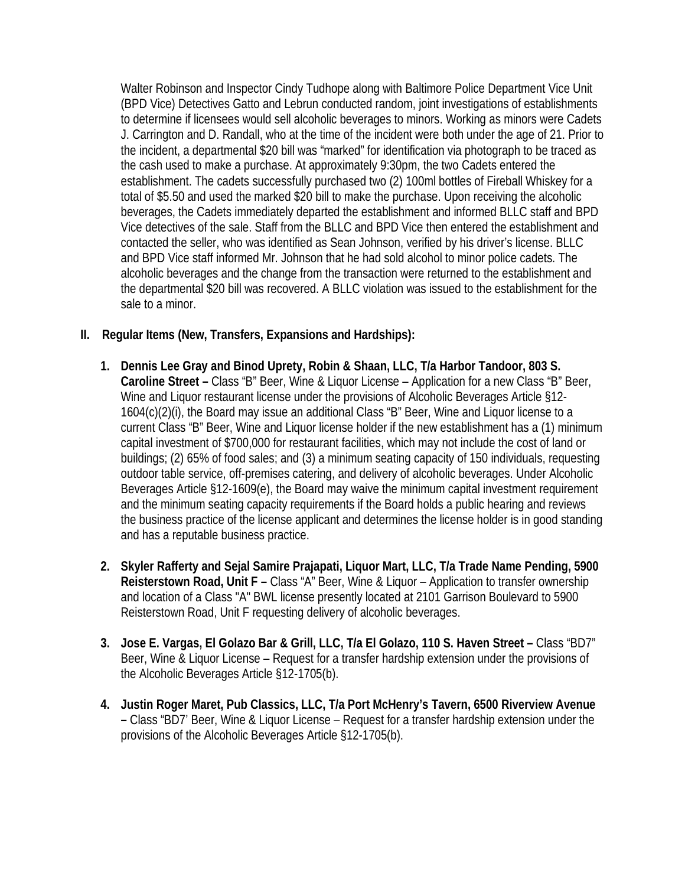Walter Robinson and Inspector Cindy Tudhope along with Baltimore Police Department Vice Unit (BPD Vice) Detectives Gatto and Lebrun conducted random, joint investigations of establishments to determine if licensees would sell alcoholic beverages to minors. Working as minors were Cadets J. Carrington and D. Randall, who at the time of the incident were both under the age of 21. Prior to the incident, a departmental $20 bill was "marked" for identification via photograph to be traced as the cash used to make a purchase. At approximately 9:30pm, the two Cadets entered the establishment. The cadets successfully purchased two (2) 100ml bottles of Fireball Whiskey for a total of $5.50 and used the marked $20 bill to make the purchase. Upon receiving the alcoholic beverages, the Cadets immediately departed the establishment and informed BLLC staff and BPD Vice detectives of the sale. Staff from the BLLC and BPD Vice then entered the establishment and contacted the seller, who was identified as Sean Johnson, verified by his driver's license. BLLC and BPD Vice staff informed Mr. Johnson that he had sold alcohol to minor police cadets. The alcoholic beverages and the change from the transaction were returned to the establishment and the departmental $20 bill was recovered. A BLLC violation was issued to the establishment for the sale to a minor.

## II. Regular Items (New, Transfers, Expansions and Hardships):

1. **Dennis Lee Gray and Binod Uprety, Robin & Shaan, LLC, T/a Harbor Tandoor, 803 S. Caroline Street –** Class "B" Beer, Wine & Liquor License – Application for a new Class "B" Beer, Wine and Liquor restaurant license under the provisions of Alcoholic Beverages Article §12-1604(c)(2)(i), the Board may issue an additional Class "B" Beer, Wine and Liquor license to a current Class "B" Beer, Wine and Liquor license holder if the new establishment has a (1) minimum capital investment of $700,000 for restaurant facilities, which may not include the cost of land or buildings; (2) 65% of food sales; and (3) a minimum seating capacity of 150 individuals, requesting outdoor table service, off-premises catering, and delivery of alcoholic beverages. Under Alcoholic Beverages Article §12-1609(e), the Board may waive the minimum capital investment requirement and the minimum seating capacity requirements if the Board holds a public hearing and reviews the business practice of the license applicant and determines the license holder is in good standing and has a reputable business practice.

2. **Skyler Rafferty and Sejal Samire Prajapati, Liquor Mart, LLC, T/a Trade Name Pending, 5900 Reisterstown Road, Unit F –** Class "A" Beer, Wine & Liquor – Application to transfer ownership and location of a Class "A" BWL license presently located at 2101 Garrison Boulevard to 5900 Reisterstown Road, Unit F requesting delivery of alcoholic beverages.

3. **Jose E. Vargas, El Golazo Bar & Grill, LLC, T/a El Golazo, 110 S. Haven Street –** Class "BD7" Beer, Wine & Liquor License – Request for a transfer hardship extension under the provisions of the Alcoholic Beverages Article §12-1705(b).

4. **Justin Roger Maret, Pub Classics, LLC, T/a Port McHenry's Tavern, 6500 Riverview Avenue –** Class "BD7' Beer, Wine & Liquor License – Request for a transfer hardship extension under the provisions of the Alcoholic Beverages Article §12-1705(b).